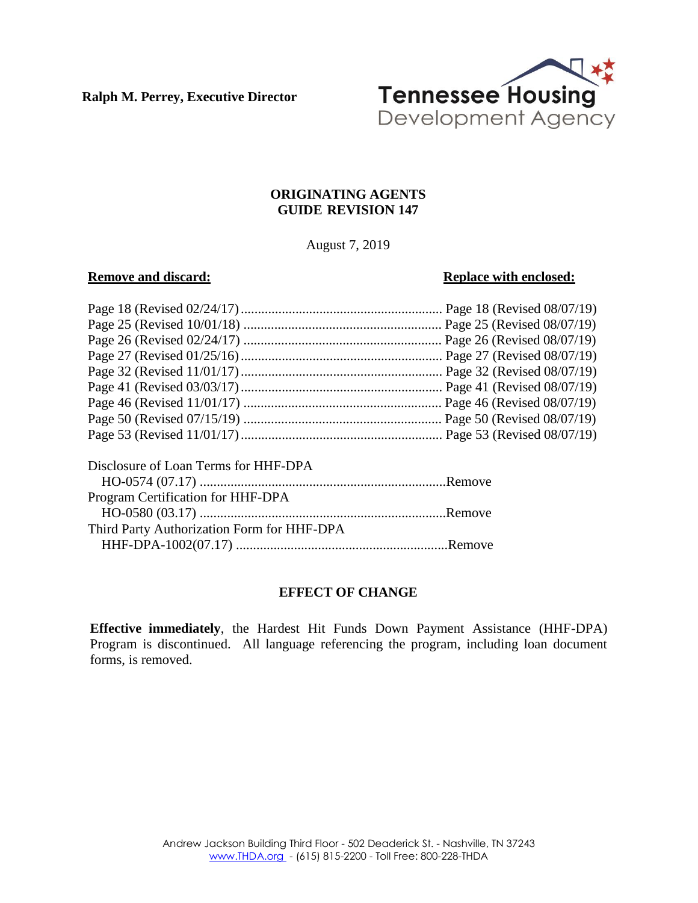**Ralph M. Perrey, Executive Director**

Tennessee Housing Development Agency

## ORIGINATING AGENTS GUIDE REVISION 147

August 7, 2019

| **Remove and discard:** | **Replace with enclosed:** |
|---|---|
| Page 18 (Revised 02/24/17) | Page 18 (Revised 08/07/19) |
| Page 25 (Revised 10/01/18) | Page 25 (Revised 08/07/19) |
| Page 26 (Revised 02/24/17) | Page 26 (Revised 08/07/19) |
| Page 27 (Revised 01/25/16) | Page 27 (Revised 08/07/19) |
| Page 32 (Revised 11/01/17) | Page 32 (Revised 08/07/19) |
| Page 41 (Revised 03/03/17) | Page 41 (Revised 08/07/19) |
| Page 46 (Revised 11/01/17) | Page 46 (Revised 08/07/19) |
| Page 50 (Revised 07/15/19) | Page 50 (Revised 08/07/19) |
| Page 53 (Revised 11/01/17) | Page 53 (Revised 08/07/19) |

| | |
|---|---|
| Disclosure of Loan Terms for HHF-DPA HO-0574 (07.17) | Remove |
| Program Certification for HHF-DPA HO-0580 (03.17) | Remove |
| Third Party Authorization Form for HHF-DPA HHF-DPA-1002(07.17) | Remove |

## EFFECT OF CHANGE

**Effective immediately**, the Hardest Hit Funds Down Payment Assistance (HHF-DPA) Program is discontinued. All language referencing the program, including loan document forms, is removed.

Andrew Jackson Building Third Floor - 502 Deaderick St. - Nashville, TN 37243
www.THDA.org - (615) 815-2200 - Toll Free: 800-228-THDA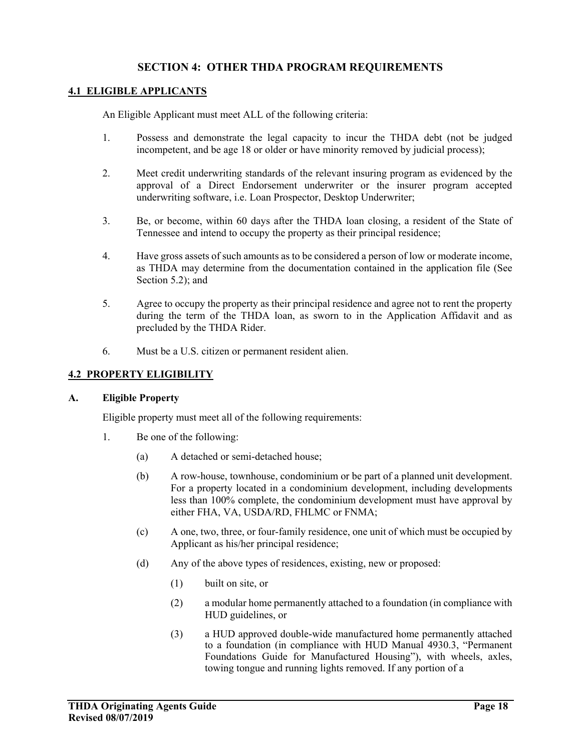## SECTION 4: OTHER THDA PROGRAM REQUIREMENTS

### 4.1 ELIGIBLE APPLICANTS

An Eligible Applicant must meet ALL of the following criteria:

1. Possess and demonstrate the legal capacity to incur the THDA debt (not be judged incompetent, and be age 18 or older or have minority removed by judicial process);

2. Meet credit underwriting standards of the relevant insuring program as evidenced by the approval of a Direct Endorsement underwriter or the insurer program accepted underwriting software, i.e. Loan Prospector, Desktop Underwriter;

3. Be, or become, within 60 days after the THDA loan closing, a resident of the State of Tennessee and intend to occupy the property as their principal residence;

4. Have gross assets of such amounts as to be considered a person of low or moderate income, as THDA may determine from the documentation contained in the application file (See Section 5.2); and

5. Agree to occupy the property as their principal residence and agree not to rent the property during the term of the THDA loan, as sworn to in the Application Affidavit and as precluded by the THDA Rider.

6. Must be a U.S. citizen or permanent resident alien.

### 4.2 PROPERTY ELIGIBILITY

**A. Eligible Property**

Eligible property must meet all of the following requirements:

1. Be one of the following:

   (a) A detached or semi-detached house;

   (b) A row-house, townhouse, condominium or be part of a planned unit development. For a property located in a condominium development, including developments less than 100% complete, the condominium development must have approval by either FHA, VA, USDA/RD, FHLMC or FNMA;

   (c) A one, two, three, or four-family residence, one unit of which must be occupied by Applicant as his/her principal residence;

   (d) Any of the above types of residences, existing, new or proposed:

      (1) built on site, or

      (2) a modular home permanently attached to a foundation (in compliance with HUD guidelines, or

      (3) a HUD approved double-wide manufactured home permanently attached to a foundation (in compliance with HUD Manual 4930.3, "Permanent Foundations Guide for Manufactured Housing"), with wheels, axles, towing tongue and running lights removed. If any portion of a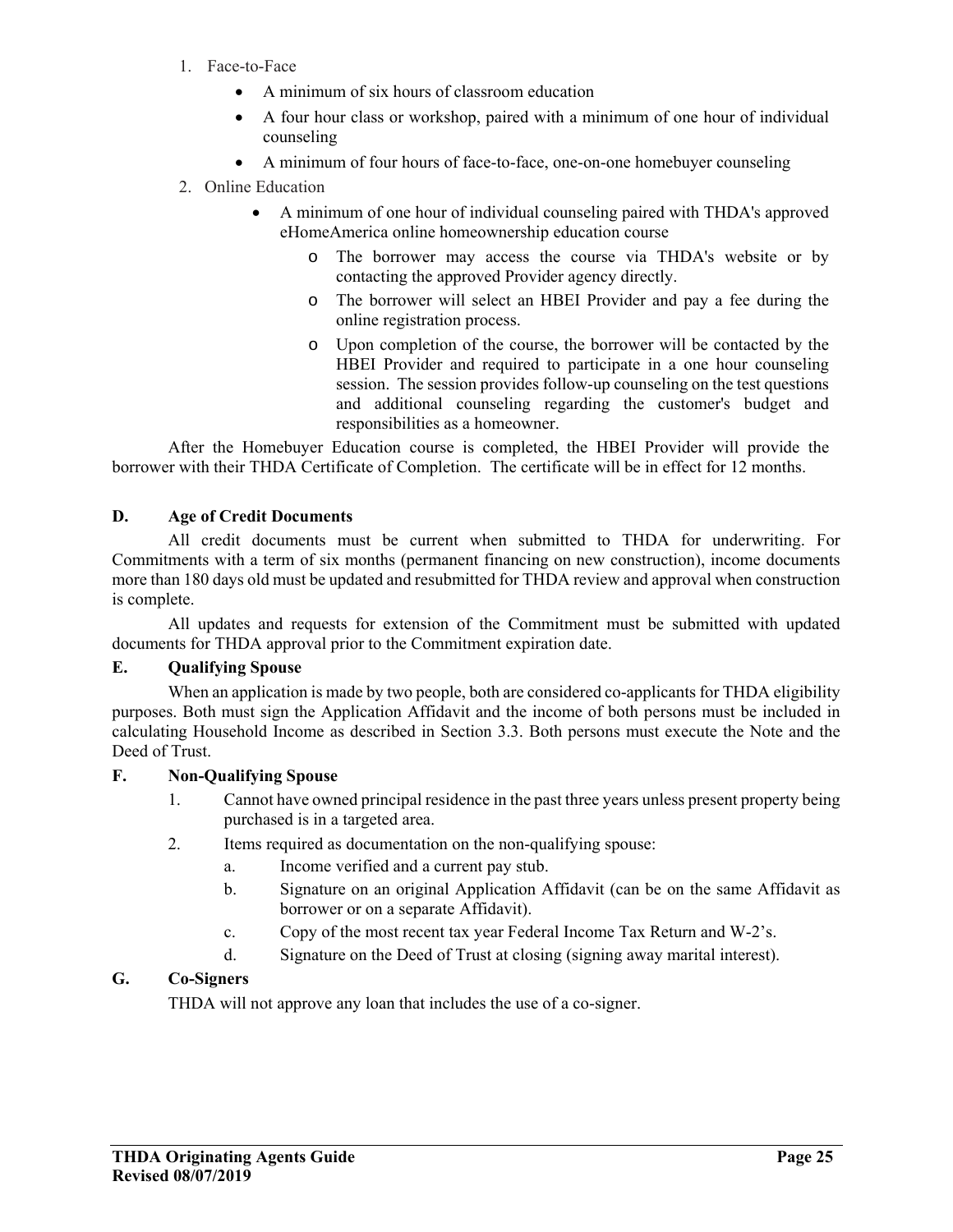1. Face-to-Face
   - A minimum of six hours of classroom education
   - A four hour class or workshop, paired with a minimum of one hour of individual counseling
   - A minimum of four hours of face-to-face, one-on-one homebuyer counseling
2. Online Education
   - A minimum of one hour of individual counseling paired with THDA's approved eHomeAmerica online homeownership education course
     - The borrower may access the course via THDA's website or by contacting the approved Provider agency directly.
     - The borrower will select an HBEI Provider and pay a fee during the online registration process.
     - Upon completion of the course, the borrower will be contacted by the HBEI Provider and required to participate in a one hour counseling session. The session provides follow-up counseling on the test questions and additional counseling regarding the customer's budget and responsibilities as a homeowner.

After the Homebuyer Education course is completed, the HBEI Provider will provide the borrower with their THDA Certificate of Completion. The certificate will be in effect for 12 months.

**D. Age of Credit Documents**

All credit documents must be current when submitted to THDA for underwriting. For Commitments with a term of six months (permanent financing on new construction), income documents more than 180 days old must be updated and resubmitted for THDA review and approval when construction is complete.

All updates and requests for extension of the Commitment must be submitted with updated documents for THDA approval prior to the Commitment expiration date.

**E. Qualifying Spouse**

When an application is made by two people, both are considered co-applicants for THDA eligibility purposes. Both must sign the Application Affidavit and the income of both persons must be included in calculating Household Income as described in Section 3.3. Both persons must execute the Note and the Deed of Trust.

**F. Non-Qualifying Spouse**

1. Cannot have owned principal residence in the past three years unless present property being purchased is in a targeted area.
2. Items required as documentation on the non-qualifying spouse:
   a. Income verified and a current pay stub.
   b. Signature on an original Application Affidavit (can be on the same Affidavit as borrower or on a separate Affidavit).
   c. Copy of the most recent tax year Federal Income Tax Return and W-2's.
   d. Signature on the Deed of Trust at closing (signing away marital interest).

**G. Co-Signers**

THDA will not approve any loan that includes the use of a co-signer.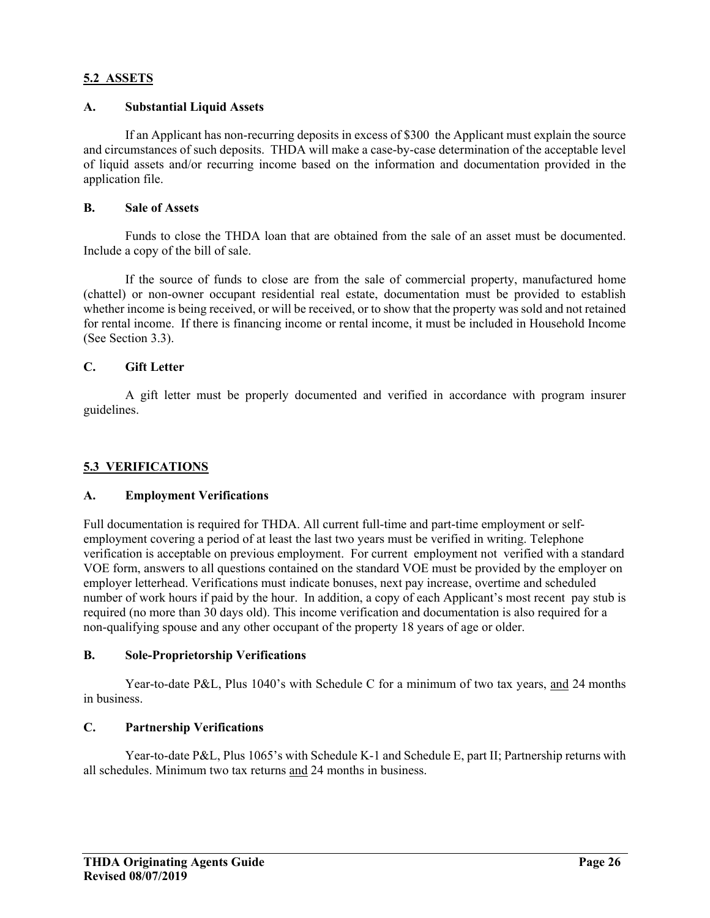## 5.2 ASSETS

### A. Substantial Liquid Assets

If an Applicant has non-recurring deposits in excess of $300 the Applicant must explain the source and circumstances of such deposits. THDA will make a case-by-case determination of the acceptable level of liquid assets and/or recurring income based on the information and documentation provided in the application file.

### B. Sale of Assets

Funds to close the THDA loan that are obtained from the sale of an asset must be documented. Include a copy of the bill of sale.

If the source of funds to close are from the sale of commercial property, manufactured home (chattel) or non-owner occupant residential real estate, documentation must be provided to establish whether income is being received, or will be received, or to show that the property was sold and not retained for rental income. If there is financing income or rental income, it must be included in Household Income (See Section 3.3).

### C. Gift Letter

A gift letter must be properly documented and verified in accordance with program insurer guidelines.

## 5.3 VERIFICATIONS

### A. Employment Verifications

Full documentation is required for THDA. All current full-time and part-time employment or self-employment covering a period of at least the last two years must be verified in writing. Telephone verification is acceptable on previous employment. For current employment not verified with a standard VOE form, answers to all questions contained on the standard VOE must be provided by the employer on employer letterhead. Verifications must indicate bonuses, next pay increase, overtime and scheduled number of work hours if paid by the hour. In addition, a copy of each Applicant's most recent pay stub is required (no more than 30 days old). This income verification and documentation is also required for a non-qualifying spouse and any other occupant of the property 18 years of age or older.

### B. Sole-Proprietorship Verifications

Year-to-date P&L, Plus 1040's with Schedule C for a minimum of two tax years, <u>and</u> 24 months in business.

### C. Partnership Verifications

Year-to-date P&L, Plus 1065's with Schedule K-1 and Schedule E, part II; Partnership returns with all schedules. Minimum two tax returns <u>and</u> 24 months in business.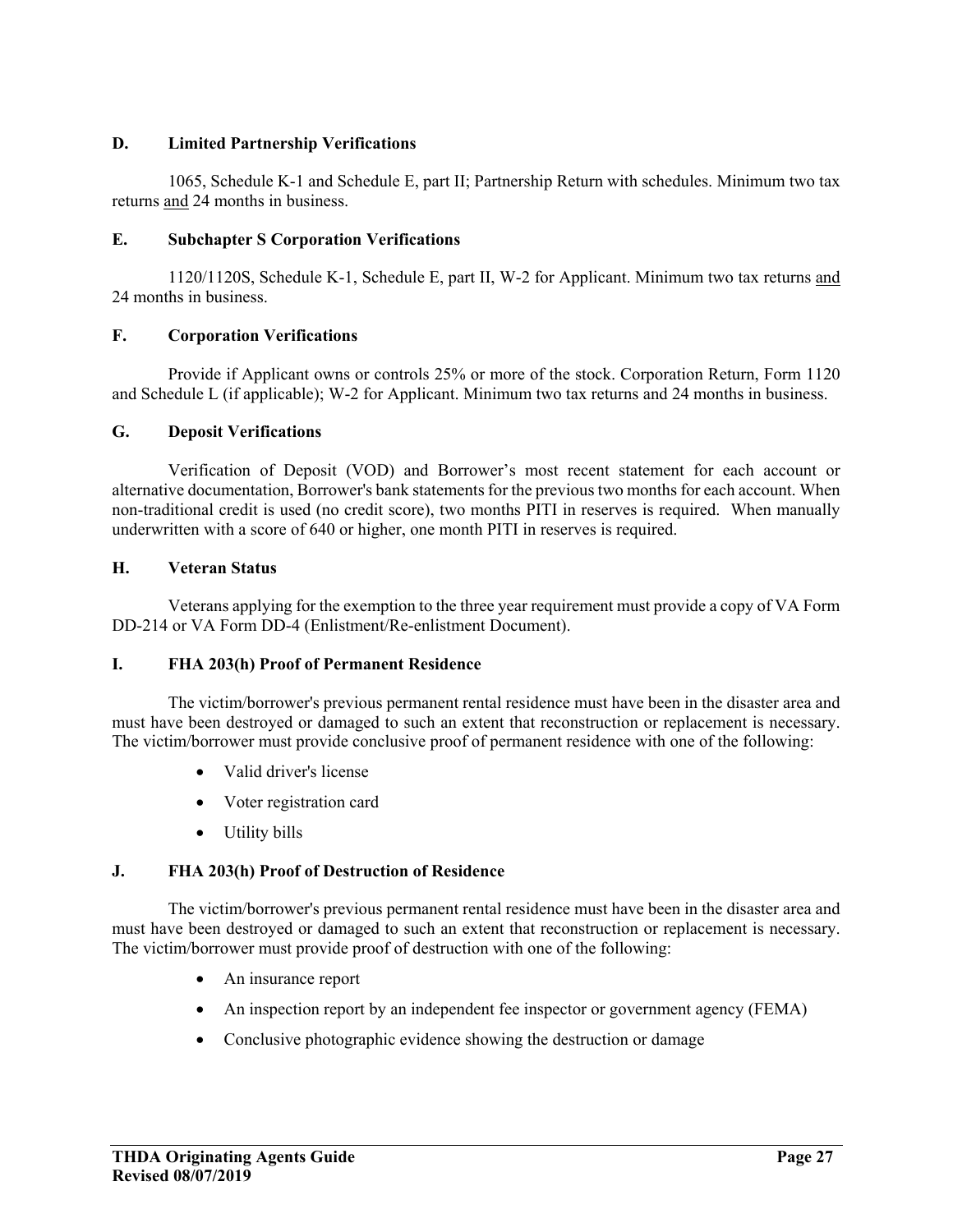### D. Limited Partnership Verifications

1065, Schedule K-1 and Schedule E, part II; Partnership Return with schedules. Minimum two tax returns <u>and</u> 24 months in business.

### E. Subchapter S Corporation Verifications

1120/1120S, Schedule K-1, Schedule E, part II, W-2 for Applicant. Minimum two tax returns <u>and</u> 24 months in business.

### F. Corporation Verifications

Provide if Applicant owns or controls 25% or more of the stock. Corporation Return, Form 1120 and Schedule L (if applicable); W-2 for Applicant. Minimum two tax returns and 24 months in business.

### G. Deposit Verifications

Verification of Deposit (VOD) and Borrower's most recent statement for each account or alternative documentation, Borrower's bank statements for the previous two months for each account. When non-traditional credit is used (no credit score), two months PITI in reserves is required. When manually underwritten with a score of 640 or higher, one month PITI in reserves is required.

### H. Veteran Status

Veterans applying for the exemption to the three year requirement must provide a copy of VA Form DD-214 or VA Form DD-4 (Enlistment/Re-enlistment Document).

### I. FHA 203(h) Proof of Permanent Residence

The victim/borrower's previous permanent rental residence must have been in the disaster area and must have been destroyed or damaged to such an extent that reconstruction or replacement is necessary. The victim/borrower must provide conclusive proof of permanent residence with one of the following:

- Valid driver's license
- Voter registration card
- Utility bills

### J. FHA 203(h) Proof of Destruction of Residence

The victim/borrower's previous permanent rental residence must have been in the disaster area and must have been destroyed or damaged to such an extent that reconstruction or replacement is necessary. The victim/borrower must provide proof of destruction with one of the following:

- An insurance report
- An inspection report by an independent fee inspector or government agency (FEMA)
- Conclusive photographic evidence showing the destruction or damage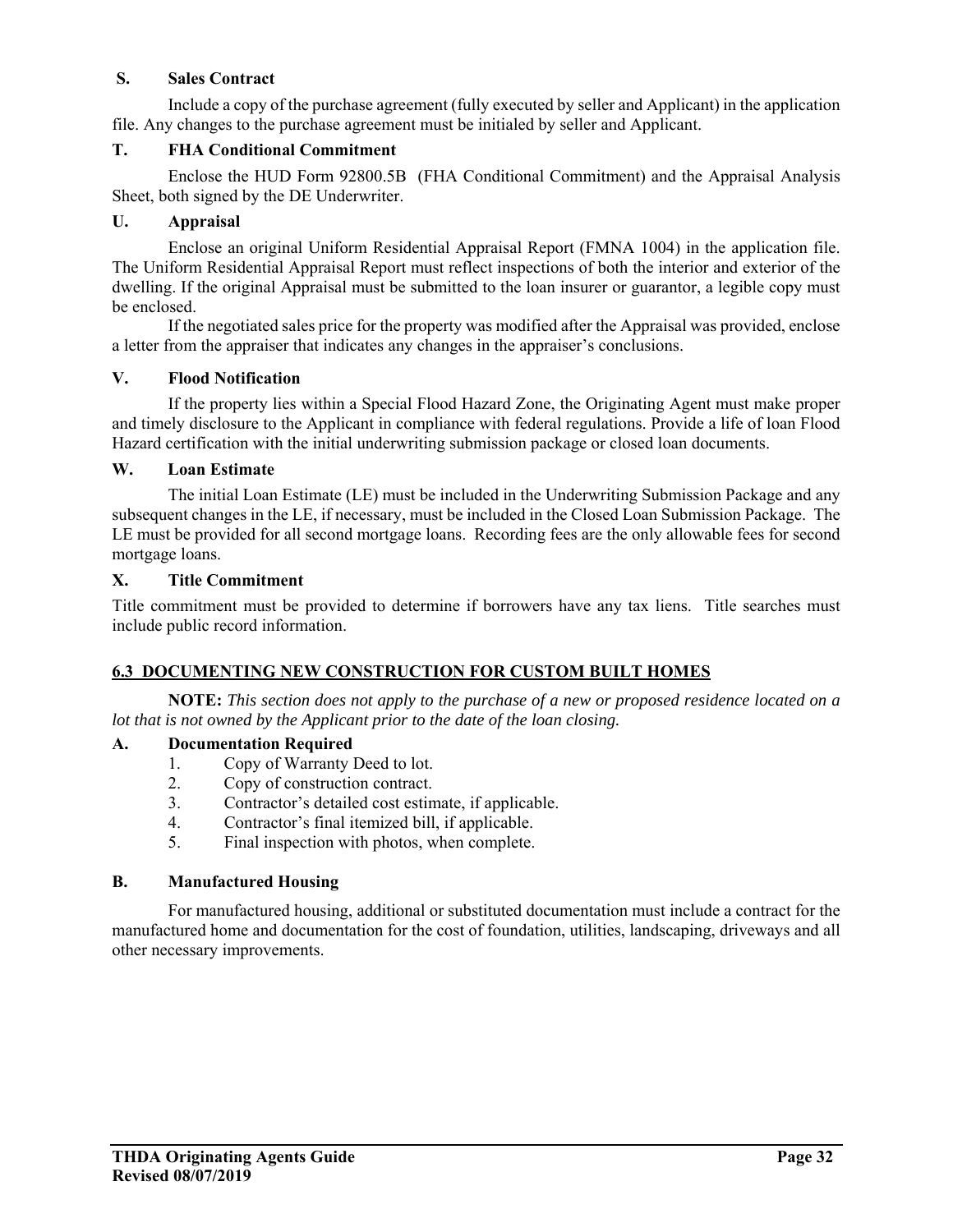**S. Sales Contract**

Include a copy of the purchase agreement (fully executed by seller and Applicant) in the application file. Any changes to the purchase agreement must be initialed by seller and Applicant.

**T. FHA Conditional Commitment**

Enclose the HUD Form 92800.5B (FHA Conditional Commitment) and the Appraisal Analysis Sheet, both signed by the DE Underwriter.

**U. Appraisal**

Enclose an original Uniform Residential Appraisal Report (FMNA 1004) in the application file. The Uniform Residential Appraisal Report must reflect inspections of both the interior and exterior of the dwelling. If the original Appraisal must be submitted to the loan insurer or guarantor, a legible copy must be enclosed.

If the negotiated sales price for the property was modified after the Appraisal was provided, enclose a letter from the appraiser that indicates any changes in the appraiser's conclusions.

**V. Flood Notification**

If the property lies within a Special Flood Hazard Zone, the Originating Agent must make proper and timely disclosure to the Applicant in compliance with federal regulations. Provide a life of loan Flood Hazard certification with the initial underwriting submission package or closed loan documents.

**W. Loan Estimate**

The initial Loan Estimate (LE) must be included in the Underwriting Submission Package and any subsequent changes in the LE, if necessary, must be included in the Closed Loan Submission Package. The LE must be provided for all second mortgage loans. Recording fees are the only allowable fees for second mortgage loans.

**X. Title Commitment**

Title commitment must be provided to determine if borrowers have any tax liens. Title searches must include public record information.

## 6.3 DOCUMENTING NEW CONSTRUCTION FOR CUSTOM BUILT HOMES

**NOTE:** *This section does not apply to the purchase of a new or proposed residence located on a lot that is not owned by the Applicant prior to the date of the loan closing.*

**A. Documentation Required**

1. Copy of Warranty Deed to lot.
2. Copy of construction contract.
3. Contractor's detailed cost estimate, if applicable.
4. Contractor's final itemized bill, if applicable.
5. Final inspection with photos, when complete.

**B. Manufactured Housing**

For manufactured housing, additional or substituted documentation must include a contract for the manufactured home and documentation for the cost of foundation, utilities, landscaping, driveways and all other necessary improvements.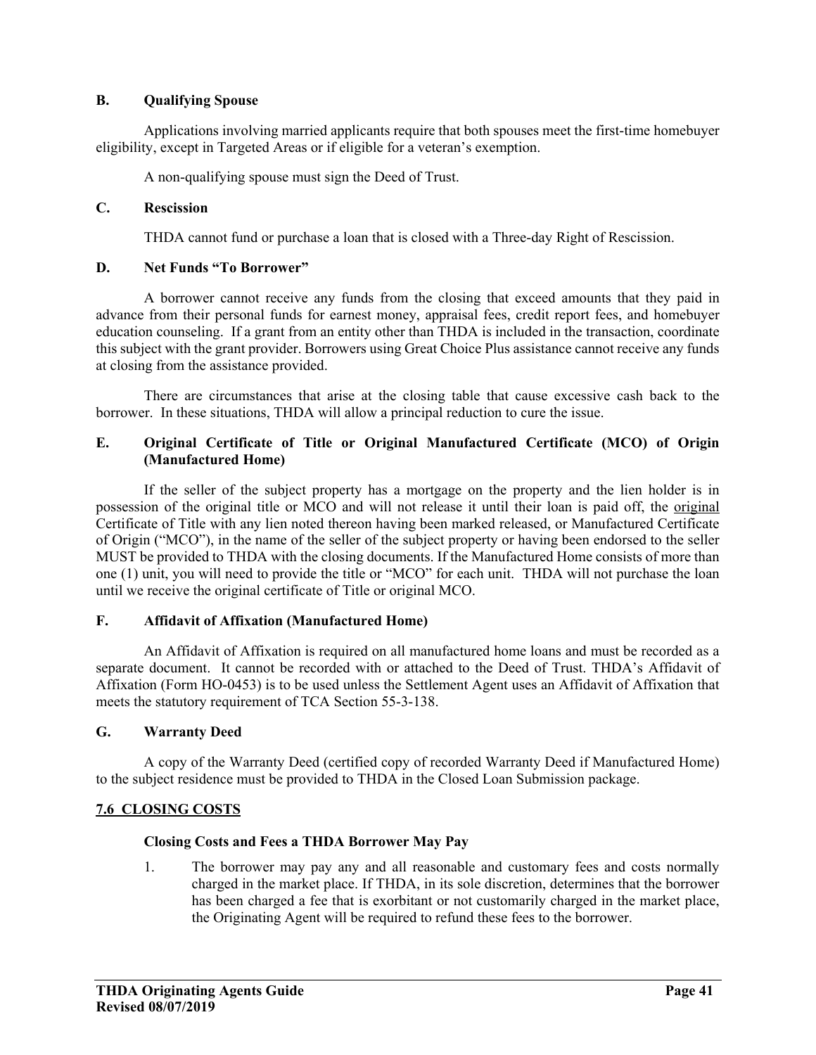### B. Qualifying Spouse

Applications involving married applicants require that both spouses meet the first-time homebuyer eligibility, except in Targeted Areas or if eligible for a veteran's exemption.

A non-qualifying spouse must sign the Deed of Trust.

### C. Rescission

THDA cannot fund or purchase a loan that is closed with a Three-day Right of Rescission.

### D. Net Funds "To Borrower"

A borrower cannot receive any funds from the closing that exceed amounts that they paid in advance from their personal funds for earnest money, appraisal fees, credit report fees, and homebuyer education counseling. If a grant from an entity other than THDA is included in the transaction, coordinate this subject with the grant provider. Borrowers using Great Choice Plus assistance cannot receive any funds at closing from the assistance provided.

There are circumstances that arise at the closing table that cause excessive cash back to the borrower. In these situations, THDA will allow a principal reduction to cure the issue.

### E. Original Certificate of Title or Original Manufactured Certificate (MCO) of Origin (Manufactured Home)

If the seller of the subject property has a mortgage on the property and the lien holder is in possession of the original title or MCO and will not release it until their loan is paid off, the original Certificate of Title with any lien noted thereon having been marked released, or Manufactured Certificate of Origin ("MCO"), in the name of the seller of the subject property or having been endorsed to the seller MUST be provided to THDA with the closing documents. If the Manufactured Home consists of more than one (1) unit, you will need to provide the title or "MCO" for each unit. THDA will not purchase the loan until we receive the original certificate of Title or original MCO.

### F. Affidavit of Affixation (Manufactured Home)

An Affidavit of Affixation is required on all manufactured home loans and must be recorded as a separate document. It cannot be recorded with or attached to the Deed of Trust. THDA's Affidavit of Affixation (Form HO-0453) is to be used unless the Settlement Agent uses an Affidavit of Affixation that meets the statutory requirement of TCA Section 55-3-138.

### G. Warranty Deed

A copy of the Warranty Deed (certified copy of recorded Warranty Deed if Manufactured Home) to the subject residence must be provided to THDA in the Closed Loan Submission package.

## 7.6 CLOSING COSTS

**Closing Costs and Fees a THDA Borrower May Pay**

1. The borrower may pay any and all reasonable and customary fees and costs normally charged in the market place. If THDA, in its sole discretion, determines that the borrower has been charged a fee that is exorbitant or not customarily charged in the market place, the Originating Agent will be required to refund these fees to the borrower.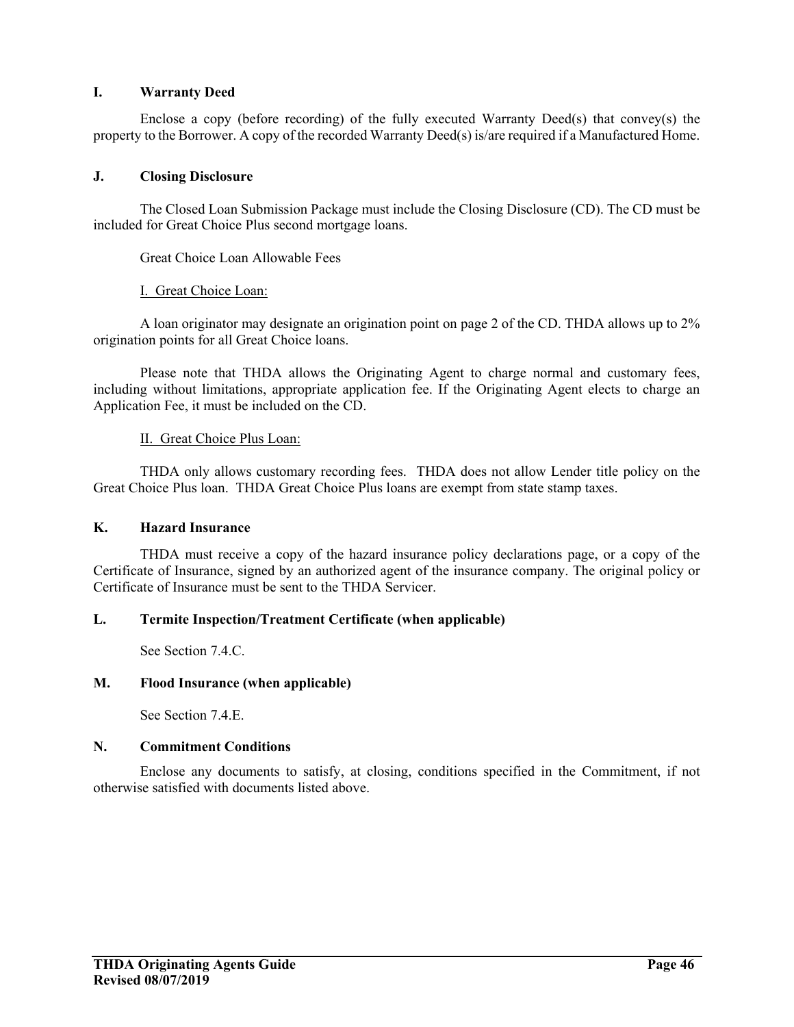### I. Warranty Deed

Enclose a copy (before recording) of the fully executed Warranty Deed(s) that convey(s) the property to the Borrower. A copy of the recorded Warranty Deed(s) is/are required if a Manufactured Home.

### J. Closing Disclosure

The Closed Loan Submission Package must include the Closing Disclosure (CD). The CD must be included for Great Choice Plus second mortgage loans.

Great Choice Loan Allowable Fees

I. Great Choice Loan:

A loan originator may designate an origination point on page 2 of the CD. THDA allows up to 2% origination points for all Great Choice loans.

Please note that THDA allows the Originating Agent to charge normal and customary fees, including without limitations, appropriate application fee. If the Originating Agent elects to charge an Application Fee, it must be included on the CD.

II. Great Choice Plus Loan:

THDA only allows customary recording fees. THDA does not allow Lender title policy on the Great Choice Plus loan. THDA Great Choice Plus loans are exempt from state stamp taxes.

### K. Hazard Insurance

THDA must receive a copy of the hazard insurance policy declarations page, or a copy of the Certificate of Insurance, signed by an authorized agent of the insurance company. The original policy or Certificate of Insurance must be sent to the THDA Servicer.

### L. Termite Inspection/Treatment Certificate (when applicable)

See Section 7.4.C.

### M. Flood Insurance (when applicable)

See Section 7.4.E.

### N. Commitment Conditions

Enclose any documents to satisfy, at closing, conditions specified in the Commitment, if not otherwise satisfied with documents listed above.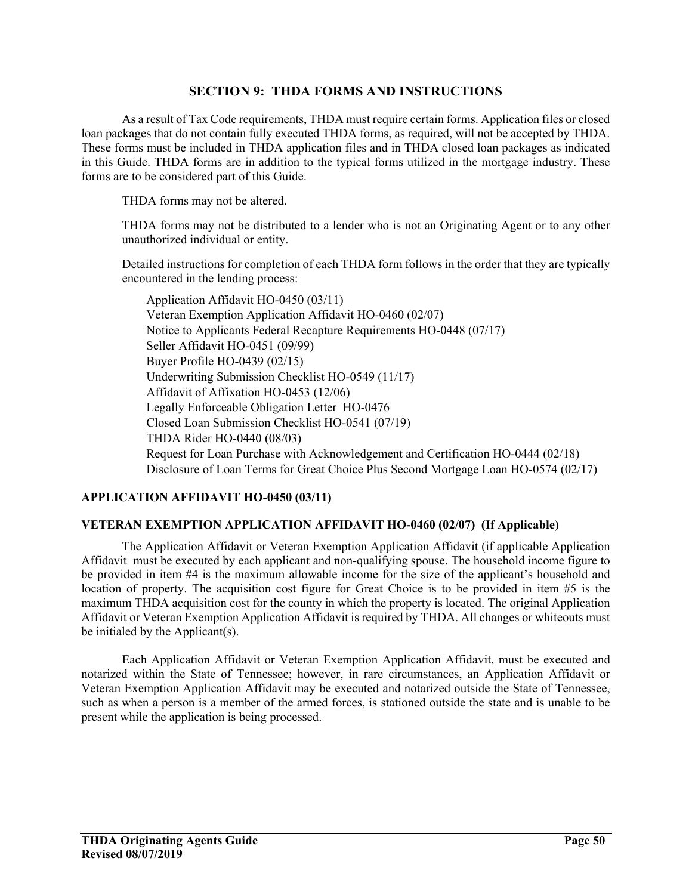## SECTION 9: THDA FORMS AND INSTRUCTIONS

As a result of Tax Code requirements, THDA must require certain forms. Application files or closed loan packages that do not contain fully executed THDA forms, as required, will not be accepted by THDA. These forms must be included in THDA application files and in THDA closed loan packages as indicated in this Guide. THDA forms are in addition to the typical forms utilized in the mortgage industry. These forms are to be considered part of this Guide.

THDA forms may not be altered.

THDA forms may not be distributed to a lender who is not an Originating Agent or to any other unauthorized individual or entity.

Detailed instructions for completion of each THDA form follows in the order that they are typically encountered in the lending process:

- Application Affidavit HO-0450 (03/11)
- Veteran Exemption Application Affidavit HO-0460 (02/07)
- Notice to Applicants Federal Recapture Requirements HO-0448 (07/17)
- Seller Affidavit HO-0451 (09/99)
- Buyer Profile HO-0439 (02/15)
- Underwriting Submission Checklist HO-0549 (11/17)
- Affidavit of Affixation HO-0453 (12/06)
- Legally Enforceable Obligation Letter HO-0476
- Closed Loan Submission Checklist HO-0541 (07/19)
- THDA Rider HO-0440 (08/03)
- Request for Loan Purchase with Acknowledgement and Certification HO-0444 (02/18)
- Disclosure of Loan Terms for Great Choice Plus Second Mortgage Loan HO-0574 (02/17)

### APPLICATION AFFIDAVIT HO-0450 (03/11)

### VETERAN EXEMPTION APPLICATION AFFIDAVIT HO-0460 (02/07) (If Applicable)

The Application Affidavit or Veteran Exemption Application Affidavit (if applicable Application Affidavit must be executed by each applicant and non-qualifying spouse. The household income figure to be provided in item #4 is the maximum allowable income for the size of the applicant's household and location of property. The acquisition cost figure for Great Choice is to be provided in item #5 is the maximum THDA acquisition cost for the county in which the property is located. The original Application Affidavit or Veteran Exemption Application Affidavit is required by THDA. All changes or whiteouts must be initialed by the Applicant(s).

Each Application Affidavit or Veteran Exemption Application Affidavit, must be executed and notarized within the State of Tennessee; however, in rare circumstances, an Application Affidavit or Veteran Exemption Application Affidavit may be executed and notarized outside the State of Tennessee, such as when a person is a member of the armed forces, is stationed outside the state and is unable to be present while the application is being processed.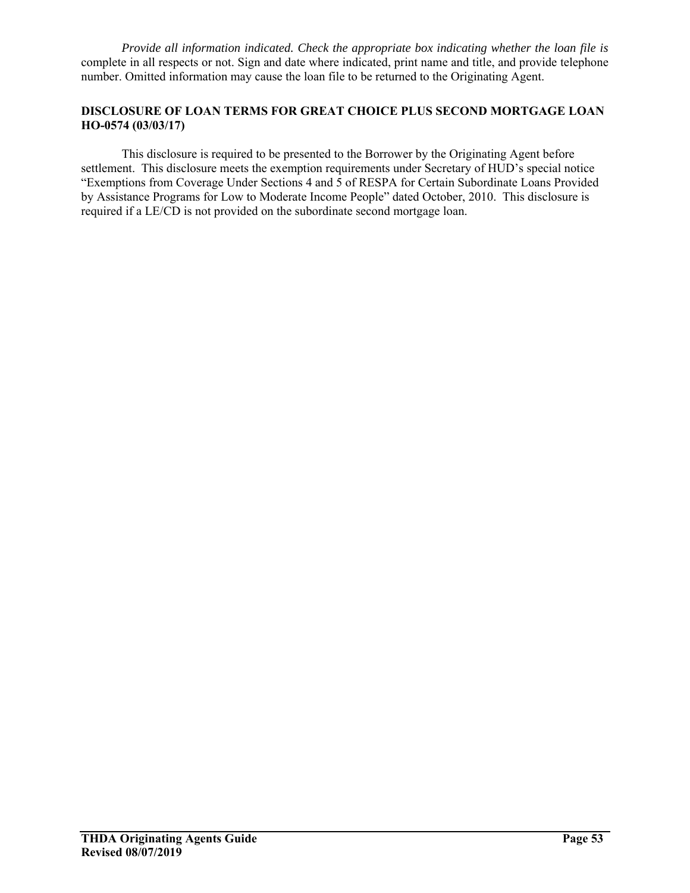*Provide all information indicated. Check the appropriate box indicating whether the loan file is* complete in all respects or not. Sign and date where indicated, print name and title, and provide telephone number. Omitted information may cause the loan file to be returned to the Originating Agent.

**DISCLOSURE OF LOAN TERMS FOR GREAT CHOICE PLUS SECOND MORTGAGE LOAN HO-0574 (03/03/17)**

This disclosure is required to be presented to the Borrower by the Originating Agent before settlement. This disclosure meets the exemption requirements under Secretary of HUD's special notice "Exemptions from Coverage Under Sections 4 and 5 of RESPA for Certain Subordinate Loans Provided by Assistance Programs for Low to Moderate Income People" dated October, 2010. This disclosure is required if a LE/CD is not provided on the subordinate second mortgage loan.